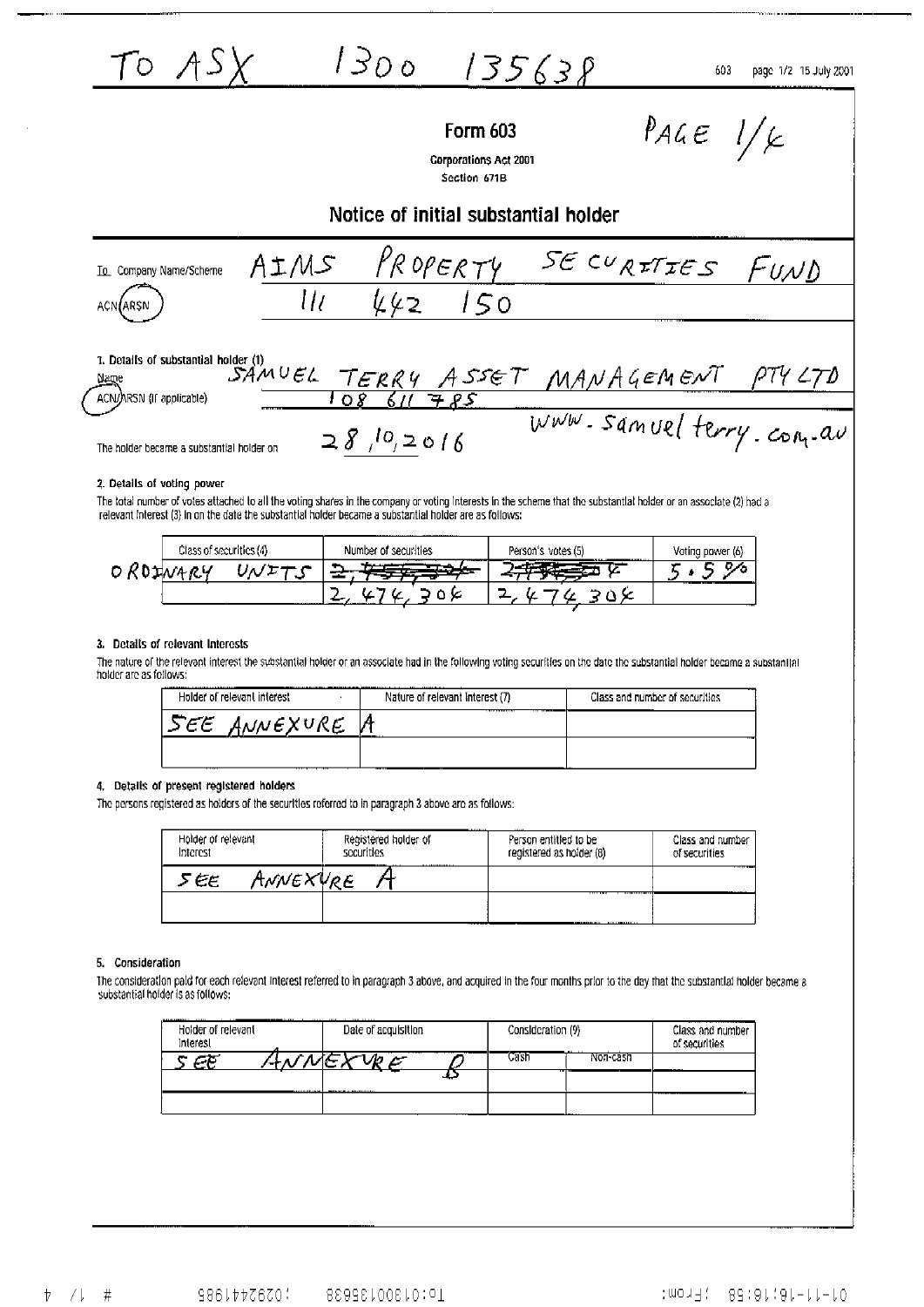TO ASX 1300 135638

603 page 1/2 15 July 2001

PAGE 1/4

# Form 603

Corporations Act 2001
Section 671B

## Notice of initial substantial holder

To Company Name/Scheme: AIMS PROPERTY SECURITIES FUND

ACN/ARSN: 111 442 150

### 1. Details of substantial holder (1)

Name: SAMUEL TERRY ASSET MANAGEMENT PTY LTD

ACN/ARSN (if applicable): 108 611 785

www.samuelterry.com.au

The holder became a substantial holder on: 28/10/2016

### 2. Details of voting power

The total number of votes attached to all the voting shares in the company or voting interests in the scheme that the substantial holder or an associate (2) had a relevant interest (3) in on the date the substantial holder became a substantial holder are as follows:

| Class of securities (4) | Number of securities | Person's votes (5) | Voting power (6) |
|---|---|---|---|
| ORDINARY UNITS | ~~2,~~ | ~~2,~~ | 5.5% |
| | 2,474,304 | 2,474,304 | |

### 3. Details of relevant interests

The nature of the relevant interest the substantial holder or an associate had in the following voting securities on the date the substantial holder became a substantial holder are as follows:

| Holder of relevant interest | Nature of relevant interest (7) | Class and number of securities |
|---|---|---|
| SEE ANNEXURE A | | |
| | | |

### 4. Details of present registered holders

The persons registered as holders of the securities referred to in paragraph 3 above are as follows:

| Holder of relevant interest | Registered holder of securities | Person entitled to be registered as holder (8) | Class and number of securities |
|---|---|---|---|
| SEE ANNEXURE A | | | |
| | | | |

### 5. Consideration

The consideration paid for each relevant interest referred to in paragraph 3 above, and acquired in the four months prior to the day that the substantial holder became a substantial holder is as follows:

| Holder of relevant interest | Date of acquisition | Consideration (9) | | Class and number of securities |
|---|---|---|---|---|
| | | Cash | Non-cash | |
| SEE ANNEXURE B | | | | |
| | | | | |
| | | | | |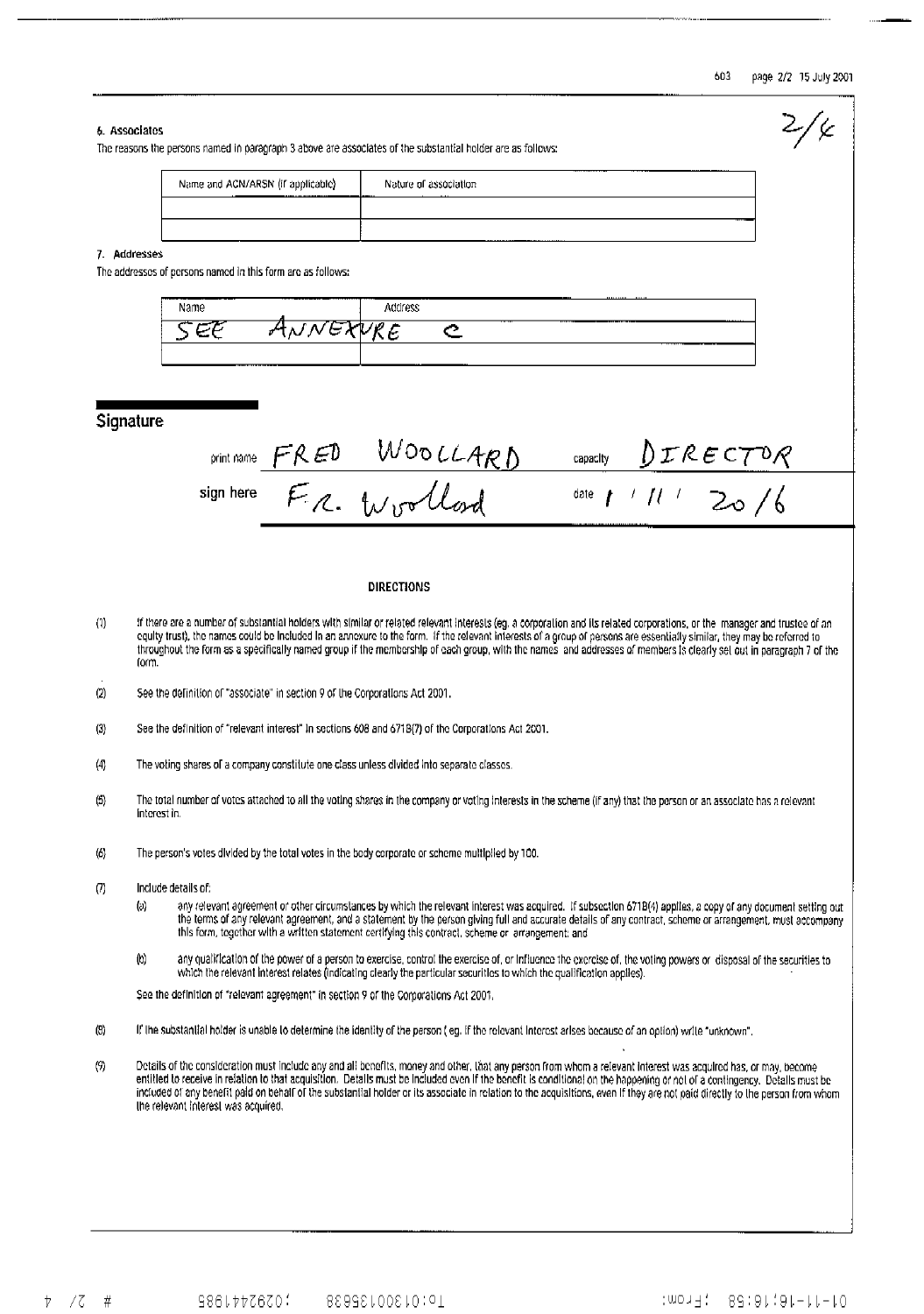2/4

### 6. Associates

The reasons the persons named in paragraph 3 above are associates of the substantial holder are as follows:

| Name and ACN/ARSN (if applicable) | Nature of association |
| --- | --- |
| | |
| | |

### 7. Addresses

The addresses of persons named in this form are as follows:

| Name | Address |
| --- | --- |
| SEE ANNEXURE C | |
| | |

## Signature

print name FRED WOOLLARD capacity DIRECTOR

sign here F.R. Woollard date 1 / 11 / 2016

### DIRECTIONS

(1) If there are a number of substantial holders with similar or related relevant interests (eg. a corporation and its related corporations, or the manager and trustee of an equity trust), the names could be included in an annexure to the form. If the relevant interests of a group of persons are essentially similar, they may be referred to throughout the form as a specifically named group if the membership of each group, with the names and addresses of members is clearly set out in paragraph 7 of the form.

(2) See the definition of "associate" in section 9 of the Corporations Act 2001.

(3) See the definition of "relevant interest" in sections 608 and 671B(7) of the Corporations Act 2001.

(4) The voting shares of a company constitute one class unless divided into separate classes.

(5) The total number of votes attached to all the voting shares in the company or voting interests in the scheme (if any) that the person or an associate has a relevant interest in.

(6) The person's votes divided by the total votes in the body corporate or scheme multiplied by 100.

(7) Include details of:

(a) any relevant agreement or other circumstances by which the relevant interest was acquired. If subsection 671B(4) applies, a copy of any document setting out the terms of any relevant agreement, and a statement by the person giving full and accurate details of any contract, scheme or arrangement, must accompany this form, together with a written statement certifying this contract, scheme or arrangement; and

(b) any qualification of the power of a person to exercise, control the exercise of, or influence the exercise of, the voting powers or disposal of the securities to which the relevant interest relates (indicating clearly the particular securities to which the qualification applies).

See the definition of "relevant agreement" in section 9 of the Corporations Act 2001.

(8) If the substantial holder is unable to determine the identity of the person ( eg. if the relevant interest arises because of an option) write "unknown".

(9) Details of the consideration must include any and all benefits, money and other, that any person from whom a relevant interest was acquired has, or may, become entitled to receive in relation to that acquisition. Details must be included even if the benefit is conditional on the happening or not of a contingency. Details must be included of any benefit paid on behalf of the substantial holder or its associate in relation to the acquisitions, even if they are not paid directly to the person from whom the relevant interest was acquired.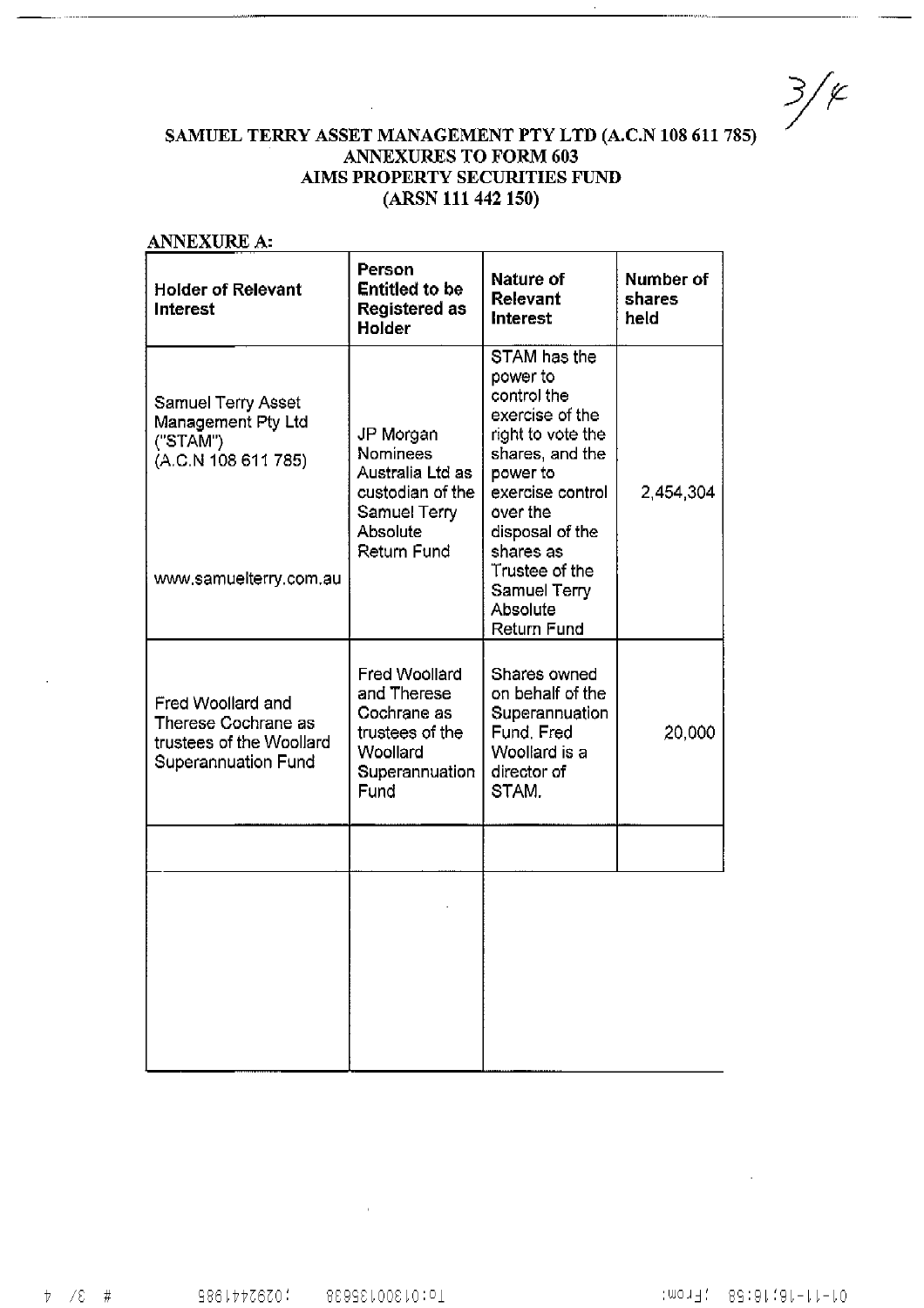**SAMUEL TERRY ASSET MANAGEMENT PTY LTD (A.C.N 108 611 785)**
**ANNEXURES TO FORM 603**
**AIMS PROPERTY SECURITIES FUND**
**(ARSN 111 442 150)**

**ANNEXURE A:**

| Holder of Relevant Interest | Person Entitled to be Registered as Holder | Nature of Relevant Interest | Number of shares held |
|---|---|---|---|
| Samuel Terry Asset Management Pty Ltd ("STAM") (A.C.N 108 611 785) www.samuelterry.com.au | JP Morgan Nominees Australia Ltd as custodian of the Samuel Terry Absolute Return Fund | STAM has the power to control the exercise of the right to vote the shares, and the power to exercise control over the disposal of the shares as Trustee of the Samuel Terry Absolute Return Fund | 2,454,304 |
| Fred Woollard and Therese Cochrane as trustees of the Woollard Superannuation Fund | Fred Woollard and Therese Cochrane as trustees of the Woollard Superannuation Fund | Shares owned on behalf of the Superannuation Fund. Fred Woollard is a director of STAM. | 20,000 |
| | | | |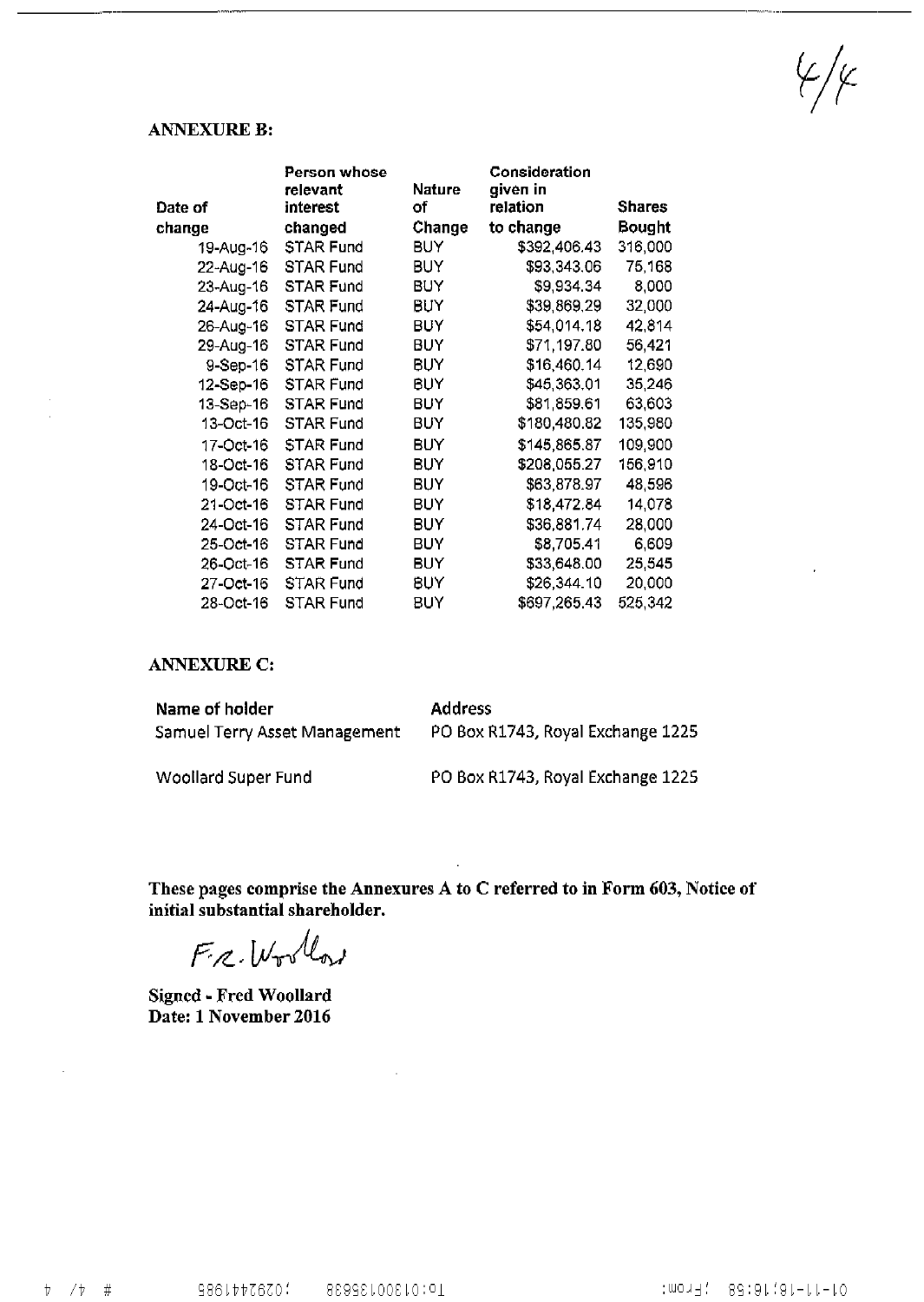**ANNEXURE B:**

| Date of change | Person whose relevant interest changed | Nature of Change | Consideration given in relation to change | Shares Bought |
|---|---|---|---|---|
| 19-Aug-16 | STAR Fund | BUY | $392,406.43 | 316,000 |
| 22-Aug-16 | STAR Fund | BUY | $93,343.06 | 75,168 |
| 23-Aug-16 | STAR Fund | BUY | $9,934.34 | 8,000 |
| 24-Aug-16 | STAR Fund | BUY | $39,869.29 | 32,000 |
| 26-Aug-16 | STAR Fund | BUY | $54,014.18 | 42,814 |
| 29-Aug-16 | STAR Fund | BUY | $71,197.80 | 56,421 |
| 9-Sep-16 | STAR Fund | BUY | $16,460.14 | 12,690 |
| 12-Sep-16 | STAR Fund | BUY | $45,363.01 | 35,246 |
| 13-Sep-16 | STAR Fund | BUY | $81,859.61 | 63,603 |
| 13-Oct-16 | STAR Fund | BUY | $180,480.82 | 135,980 |
| 17-Oct-16 | STAR Fund | BUY | $145,865.87 | 109,900 |
| 18-Oct-16 | STAR Fund | BUY | $208,055.27 | 156,910 |
| 19-Oct-16 | STAR Fund | BUY | $63,878.97 | 48,596 |
| 21-Oct-16 | STAR Fund | BUY | $18,472.84 | 14,078 |
| 24-Oct-16 | STAR Fund | BUY | $36,881.74 | 28,000 |
| 25-Oct-16 | STAR Fund | BUY | $8,705.41 | 6,609 |
| 26-Oct-16 | STAR Fund | BUY | $33,648.00 | 25,545 |
| 27-Oct-16 | STAR Fund | BUY | $26,344.10 | 20,000 |
| 28-Oct-16 | STAR Fund | BUY | $697,265.43 | 525,342 |

**ANNEXURE C:**

| Name of holder | Address |
|---|---|
| Samuel Terry Asset Management | PO Box R1743, Royal Exchange 1225 |
| Woollard Super Fund | PO Box R1743, Royal Exchange 1225 |

**These pages comprise the Annexures A to C referred to in Form 603, Notice of initial substantial shareholder.**

F.R. Woollard

**Signed - Fred Woollard**
**Date: 1 November 2016**